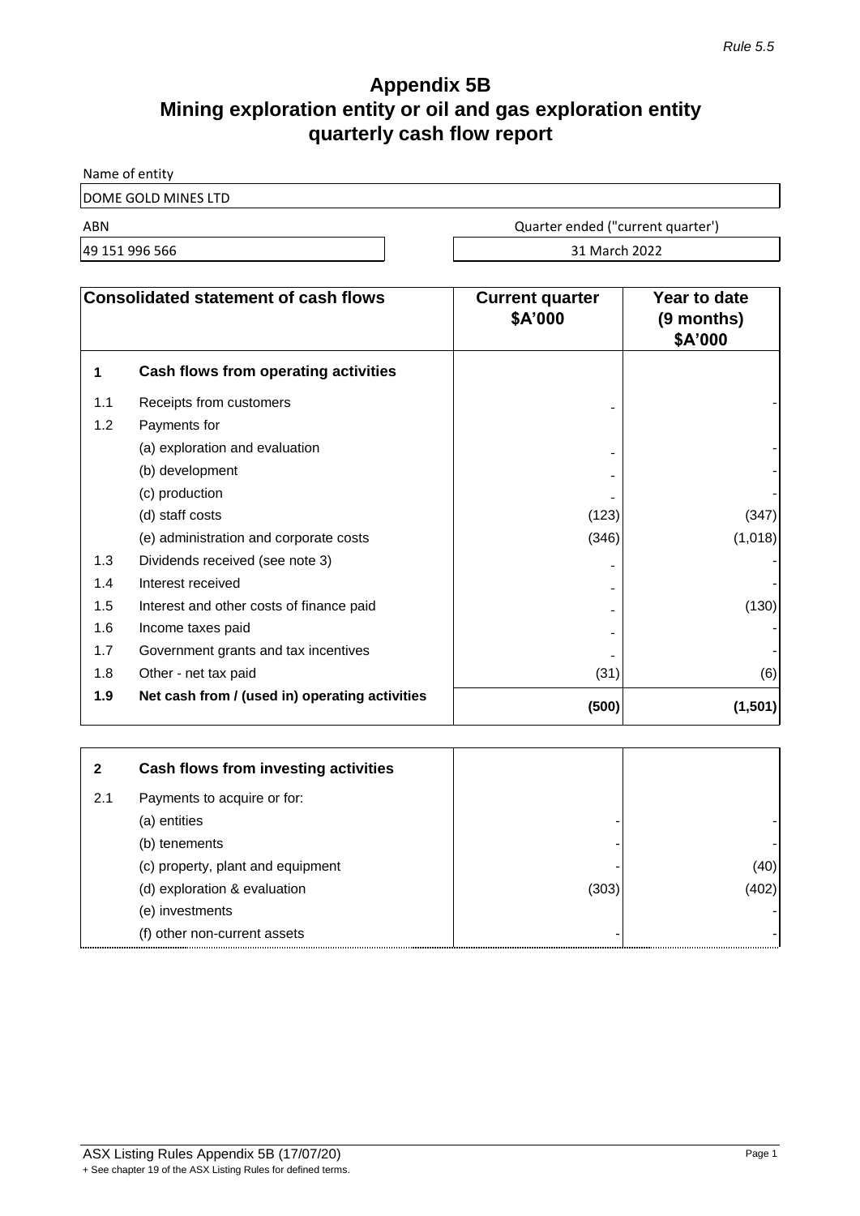*Rule 5.5*

# Appendix 5B
## Mining exploration entity or oil and gas exploration entity quarterly cash flow report

| Name of entity | |
|---|---|
| DOME GOLD MINES LTD | |
| **ABN** | **Quarter ended ("current quarter')** |
| 49 151 996 566 | 31 March 2022 |

| | Consolidated statement of cash flows | Current quarter $A'000 | Year to date (9 months) $A'000 |
|---|---|---|---|
| **1** | **Cash flows from operating activities** | | |
| 1.1 | Receipts from customers | - | - |
| 1.2 | Payments for | | |
| | (a) exploration and evaluation | - | - |
| | (b) development | - | - |
| | (c) production | - | - |
| | (d) staff costs | (123) | (347) |
| | (e) administration and corporate costs | (346) | (1,018) |
| 1.3 | Dividends received (see note 3) | - | - |
| 1.4 | Interest received | - | - |
| 1.5 | Interest and other costs of finance paid | - | (130) |
| 1.6 | Income taxes paid | - | - |
| 1.7 | Government grants and tax incentives | - | - |
| 1.8 | Other - net tax paid | (31) | (6) |
| **1.9** | **Net cash from / (used in) operating activities** | **(500)** | **(1,501)** |

| | | | |
|---|---|---|---|
| **2** | **Cash flows from investing activities** | | |
| 2.1 | Payments to acquire or for: | | |
| | (a) entities | - | - |
| | (b) tenements | - | - |
| | (c) property, plant and equipment | - | (40) |
| | (d) exploration & evaluation | (303) | (402) |
| | (e) investments | | - |
| | (f) other non-current assets | - | - |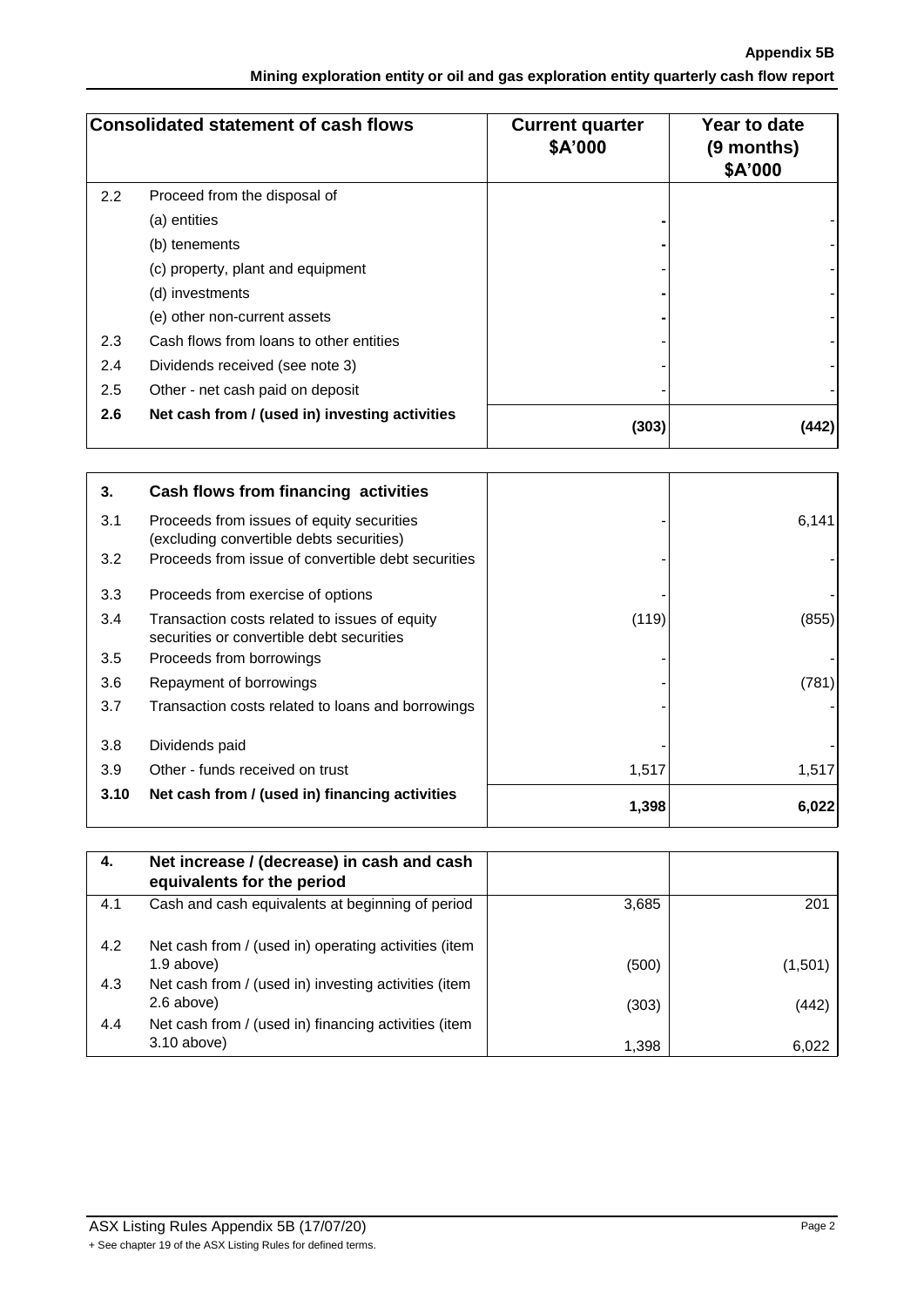| | Consolidated statement of cash flows | Current quarter $A'000 | Year to date (9 months) $A'000 |
|---|---|---|---|
| 2.2 | Proceed from the disposal of | | |
| | (a) entities | - | - |
| | (b) tenements | - | - |
| | (c) property, plant and equipment | - | - |
| | (d) investments | - | - |
| | (e) other non-current assets | - | - |
| 2.3 | Cash flows from loans to other entities | - | - |
| 2.4 | Dividends received (see note 3) | - | - |
| 2.5 | Other - net cash paid on deposit | - | - |
| **2.6** | **Net cash from / (used in) investing activities** | **(303)** | **(442)** |

| | | | |
|---|---|---|---|
| **3.** | **Cash flows from financing activities** | | |
| 3.1 | Proceeds from issues of equity securities (excluding convertible debts securities) | - | 6,141 |
| 3.2 | Proceeds from issue of convertible debt securities | - | - |
| 3.3 | Proceeds from exercise of options | - | - |
| 3.4 | Transaction costs related to issues of equity securities or convertible debt securities | (119) | (855) |
| 3.5 | Proceeds from borrowings | - | - |
| 3.6 | Repayment of borrowings | - | (781) |
| 3.7 | Transaction costs related to loans and borrowings | - | - |
| 3.8 | Dividends paid | - | - |
| 3.9 | Other - funds received on trust | 1,517 | 1,517 |
| **3.10** | **Net cash from / (used in) financing activities** | **1,398** | **6,022** |

| | | | |
|---|---|---|---|
| **4.** | **Net increase / (decrease) in cash and cash equivalents for the period** | | |
| 4.1 | Cash and cash equivalents at beginning of period | 3,685 | 201 |
| 4.2 | Net cash from / (used in) operating activities (item 1.9 above) | (500) | (1,501) |
| 4.3 | Net cash from / (used in) investing activities (item 2.6 above) | (303) | (442) |
| 4.4 | Net cash from / (used in) financing activities (item 3.10 above) | 1,398 | 6,022 |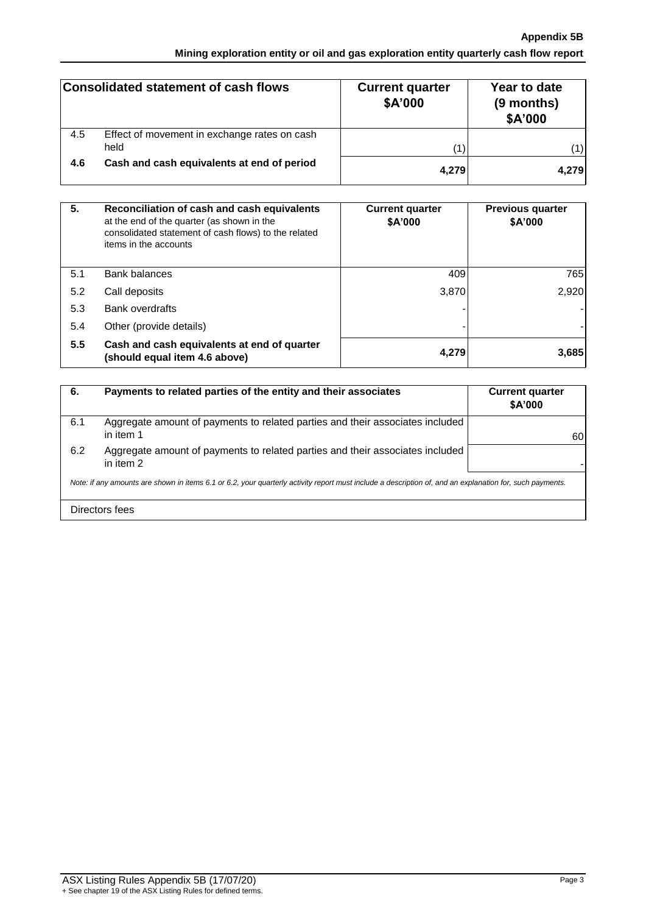| | Consolidated statement of cash flows | Current quarter \$A'000 | Year to date (9 months) \$A'000 |
|---|---|---|---|
| 4.5 | Effect of movement in exchange rates on cash held | (1) | (1) |
| **4.6** | **Cash and cash equivalents at end of period** | **4,279** | **4,279** |

| **5.** | **Reconciliation of cash and cash equivalents** at the end of the quarter (as shown in the consolidated statement of cash flows) to the related items in the accounts | **Current quarter \$A'000** | **Previous quarter \$A'000** |
|---|---|---|---|
| 5.1 | Bank balances | 409 | 765 |
| 5.2 | Call deposits | 3,870 | 2,920 |
| 5.3 | Bank overdrafts | - | - |
| 5.4 | Other (provide details) | - | - |
| **5.5** | **Cash and cash equivalents at end of quarter (should equal item 4.6 above)** | **4,279** | **3,685** |

| **6.** | **Payments to related parties of the entity and their associates** | **Current quarter \$A'000** |
|---|---|---|
| 6.1 | Aggregate amount of payments to related parties and their associates included in item 1 | 60 |
| 6.2 | Aggregate amount of payments to related parties and their associates included in item 2 | - |

*Note: if any amounts are shown in items 6.1 or 6.2, your quarterly activity report must include a description of, and an explanation for, such payments.*

Directors fees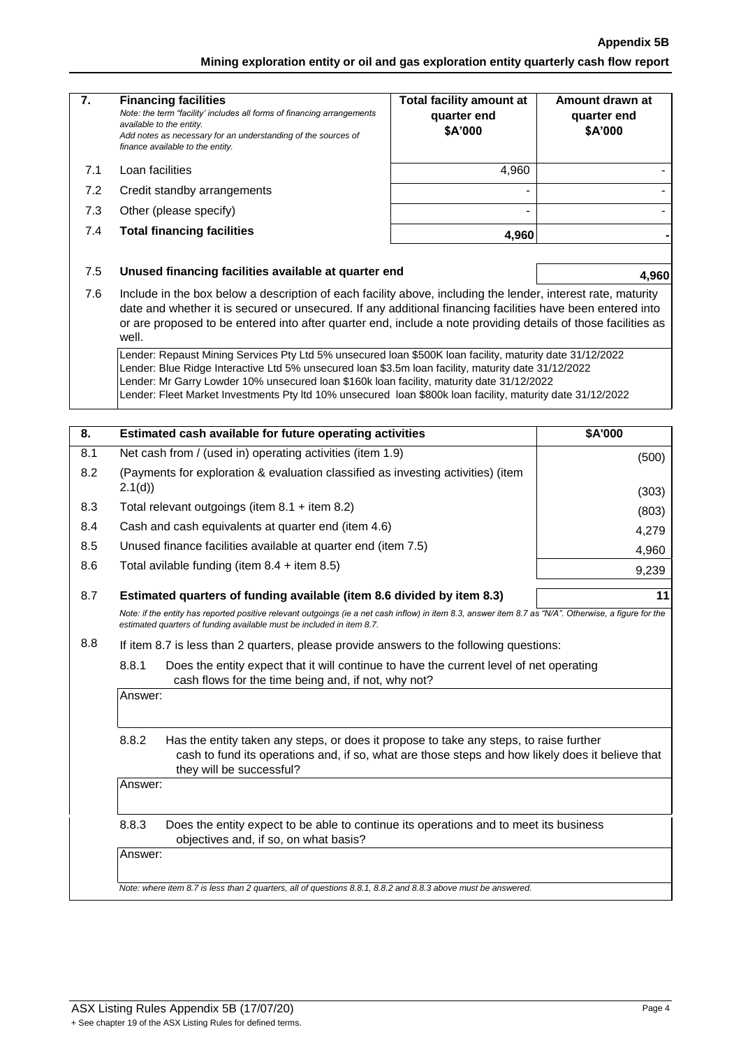| 7. | **Financing facilities** *Note: the term "facility' includes all forms of financing arrangements available to the entity.* *Add notes as necessary for an understanding of the sources of finance available to the entity.* | **Total facility amount at quarter end \$A'000** | **Amount drawn at quarter end \$A'000** |
|---|---|---|---|
| 7.1 | Loan facilities | 4,960 | - |
| 7.2 | Credit standby arrangements | - | - |
| 7.3 | Other (please specify) | - | - |
| 7.4 | **Total financing facilities** | **4,960** | **-** |

| | | |
|---|---|---|
| 7.5 | **Unused financing facilities available at quarter end** | **4,960** |

7.6 Include in the box below a description of each facility above, including the lender, interest rate, maturity date and whether it is secured or unsecured. If any additional financing facilities have been entered into or are proposed to be entered into after quarter end, include a note providing details of those facilities as well.

Lender: Repaust Mining Services Pty Ltd 5% unsecured loan \$500K loan facility, maturity date 31/12/2022
Lender: Blue Ridge Interactive Ltd 5% unsecured loan \$3.5m loan facility, maturity date 31/12/2022
Lender: Mr Garry Lowder 10% unsecured loan \$160k loan facility, maturity date 31/12/2022
Lender: Fleet Market Investments Pty ltd 10% unsecured loan \$800k loan facility, maturity date 31/12/2022

| 8. | **Estimated cash available for future operating activities** | **\$A'000** |
|---|---|---|
| 8.1 | Net cash from / (used in) operating activities (item 1.9) | (500) |
| 8.2 | (Payments for exploration & evaluation classified as investing activities) (item 2.1(d)) | (303) |
| 8.3 | Total relevant outgoings (item 8.1 + item 8.2) | (803) |
| 8.4 | Cash and cash equivalents at quarter end (item 4.6) | 4,279 |
| 8.5 | Unused finance facilities available at quarter end (item 7.5) | 4,960 |
| 8.6 | Total avilable funding (item 8.4 + item 8.5) | 9,239 |
| 8.7 | **Estimated quarters of funding available (item 8.6 divided by item 8.3)** | **11** |

*Note: if the entity has reported positive relevant outgoings (ie a net cash inflow) in item 8.3, answer item 8.7 as "N/A". Otherwise, a figure for the estimated quarters of funding available must be included in item 8.7.*

8.8 If item 8.7 is less than 2 quarters, please provide answers to the following questions:

8.8.1 Does the entity expect that it will continue to have the current level of net operating cash flows for the time being and, if not, why not?

Answer:

8.8.2 Has the entity taken any steps, or does it propose to take any steps, to raise further cash to fund its operations and, if so, what are those steps and how likely does it believe that they will be successful?

Answer:

8.8.3 Does the entity expect to be able to continue its operations and to meet its business objectives and, if so, on what basis?

Answer:

*Note: where item 8.7 is less than 2 quarters, all of questions 8.8.1, 8.8.2 and 8.8.3 above must be answered.*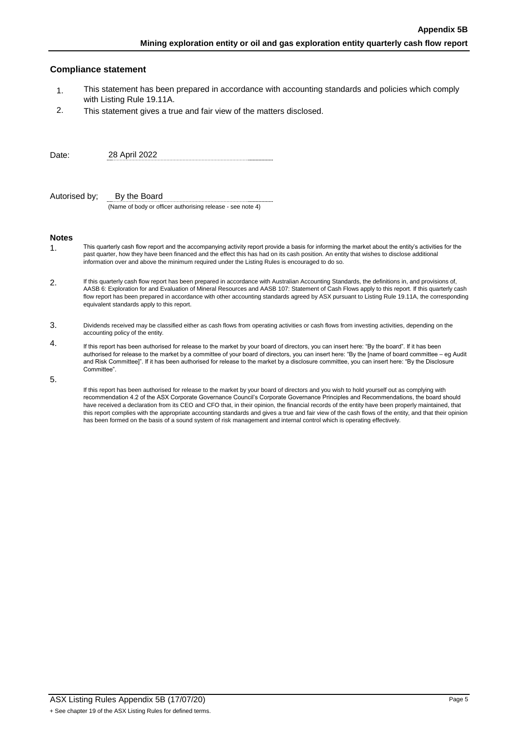## Compliance statement

1. This statement has been prepared in accordance with accounting standards and policies which comply with Listing Rule 19.11A.
2. This statement gives a true and fair view of the matters disclosed.

Date: 28 April 2022

Autorised by; By the Board
(Name of body or officer authorising release - see note 4)

### Notes

1. This quarterly cash flow report and the accompanying activity report provide a basis for informing the market about the entity's activities for the past quarter, how they have been financed and the effect this has had on its cash position. An entity that wishes to disclose additional information over and above the minimum required under the Listing Rules is encouraged to do so.
2. If this quarterly cash flow report has been prepared in accordance with Australian Accounting Standards, the definitions in, and provisions of, AASB 6: Exploration for and Evaluation of Mineral Resources and AASB 107: Statement of Cash Flows apply to this report. If this quarterly cash flow report has been prepared in accordance with other accounting standards agreed by ASX pursuant to Listing Rule 19.11A, the corresponding equivalent standards apply to this report.
3. Dividends received may be classified either as cash flows from operating activities or cash flows from investing activities, depending on the accounting policy of the entity.
4. If this report has been authorised for release to the market by your board of directors, you can insert here: "By the board". If it has been authorised for release to the market by a committee of your board of directors, you can insert here: "By the [name of board committee – eg Audit and Risk Committee]". If it has been authorised for release to the market by a disclosure committee, you can insert here: "By the Disclosure Committee".
5. If this report has been authorised for release to the market by your board of directors and you wish to hold yourself out as complying with recommendation 4.2 of the ASX Corporate Governance Council's Corporate Governance Principles and Recommendations, the board should have received a declaration from its CEO and CFO that, in their opinion, the financial records of the entity have been properly maintained, that this report complies with the appropriate accounting standards and gives a true and fair view of the cash flows of the entity, and that their opinion has been formed on the basis of a sound system of risk management and internal control which is operating effectively.